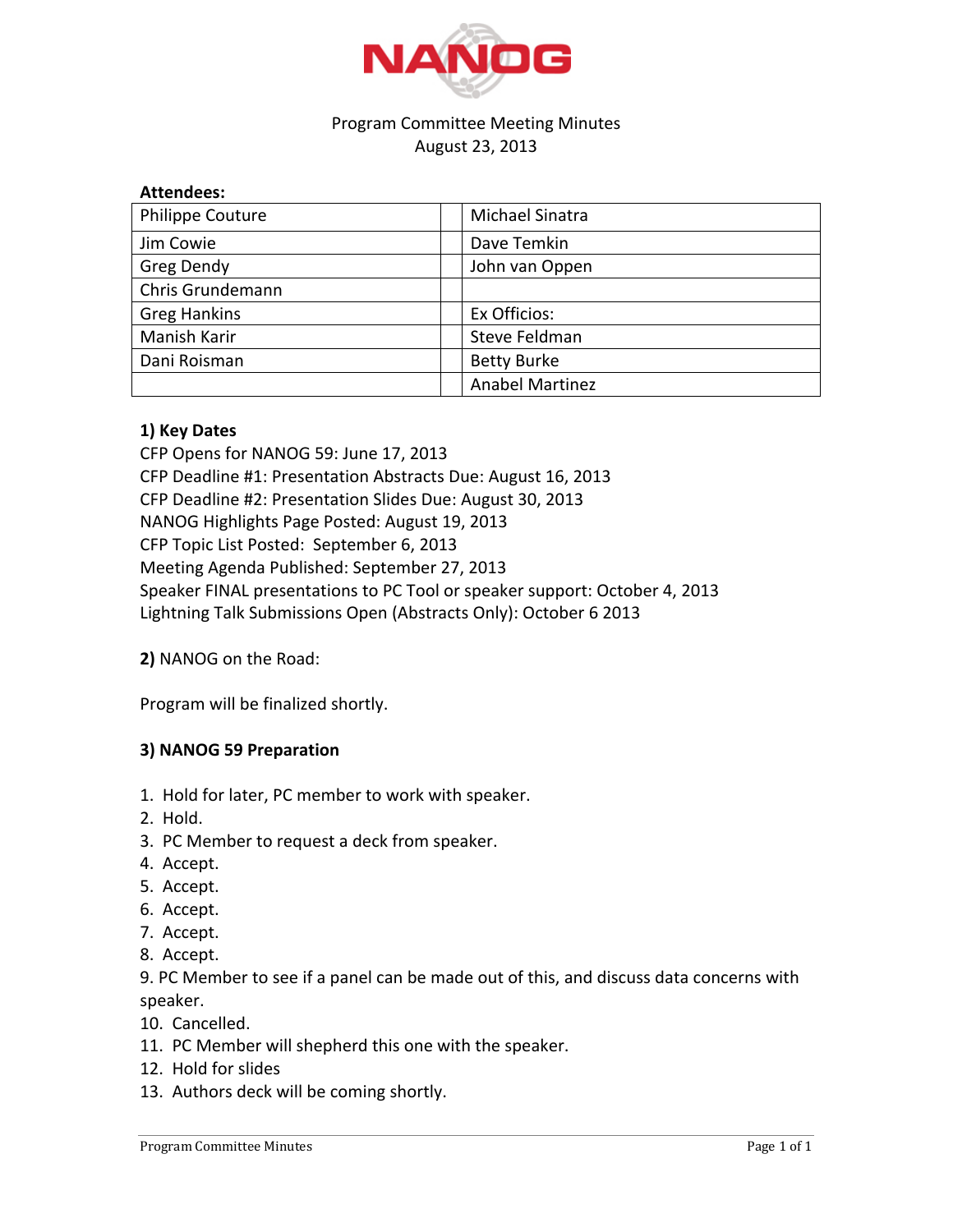NANOG

Program Committee Meeting Minutes
August 23, 2013

**Attendees:**

| | | |
|---|---|---|
| Philippe Couture | | Michael Sinatra |
| Jim Cowie | | Dave Temkin |
| Greg Dendy | | John van Oppen |
| Chris Grundemann | | |
| Greg Hankins | | Ex Officios: |
| Manish Karir | | Steve Feldman |
| Dani Roisman | | Betty Burke |
| | | Anabel Martinez |

**1) Key Dates**

CFP Opens for NANOG 59: June 17, 2013
CFP Deadline #1: Presentation Abstracts Due: August 16, 2013
CFP Deadline #2: Presentation Slides Due: August 30, 2013
NANOG Highlights Page Posted: August 19, 2013
CFP Topic List Posted: September 6, 2013
Meeting Agenda Published: September 27, 2013
Speaker FINAL presentations to PC Tool or speaker support: October 4, 2013
Lightning Talk Submissions Open (Abstracts Only): October 6 2013

**2)** NANOG on the Road:

Program will be finalized shortly.

**3) NANOG 59 Preparation**

1. Hold for later, PC member to work with speaker.
2. Hold.
3. PC Member to request a deck from speaker.
4. Accept.
5. Accept.
6. Accept.
7. Accept.
8. Accept.
9. PC Member to see if a panel can be made out of this, and discuss data concerns with speaker.
10. Cancelled.
11. PC Member will shepherd this one with the speaker.
12. Hold for slides
13. Authors deck will be coming shortly.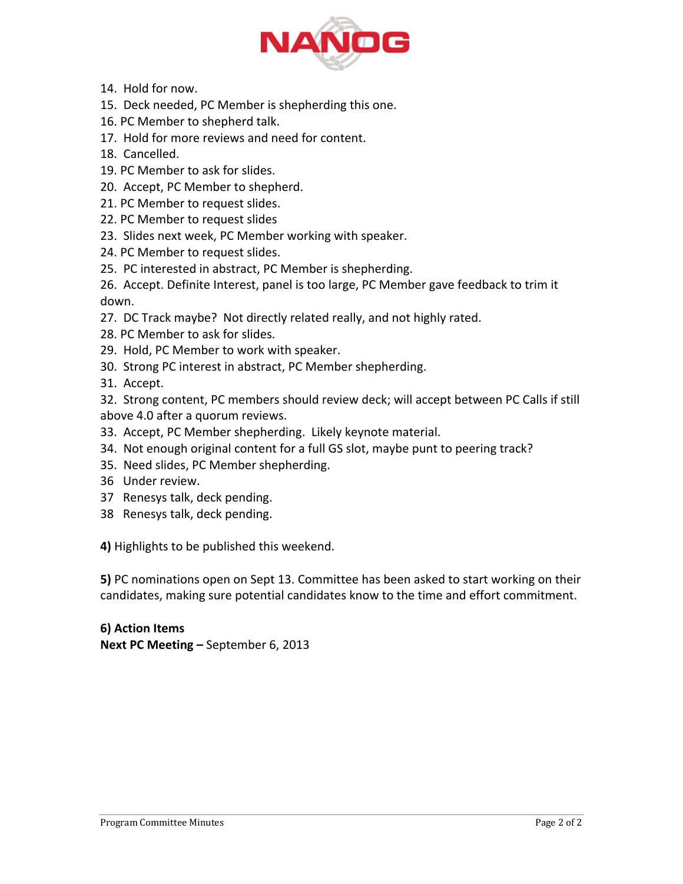14. Hold for now.
15. Deck needed, PC Member is shepherding this one.
16. PC Member to shepherd talk.
17. Hold for more reviews and need for content.
18. Cancelled.
19. PC Member to ask for slides.
20. Accept, PC Member to shepherd.
21. PC Member to request slides.
22. PC Member to request slides
23. Slides next week, PC Member working with speaker.
24. PC Member to request slides.
25. PC interested in abstract, PC Member is shepherding.
26. Accept. Definite Interest, panel is too large, PC Member gave feedback to trim it down.
27. DC Track maybe? Not directly related really, and not highly rated.
28. PC Member to ask for slides.
29. Hold, PC Member to work with speaker.
30. Strong PC interest in abstract, PC Member shepherding.
31. Accept.
32. Strong content, PC members should review deck; will accept between PC Calls if still above 4.0 after a quorum reviews.
33. Accept, PC Member shepherding. Likely keynote material.
34. Not enough original content for a full GS slot, maybe punt to peering track?
35. Need slides, PC Member shepherding.
36 Under review.
37 Renesys talk, deck pending.
38 Renesys talk, deck pending.

**4)** Highlights to be published this weekend.

**5)** PC nominations open on Sept 13. Committee has been asked to start working on their candidates, making sure potential candidates know to the time and effort commitment.

**6) Action Items**

**Next PC Meeting –** September 6, 2013